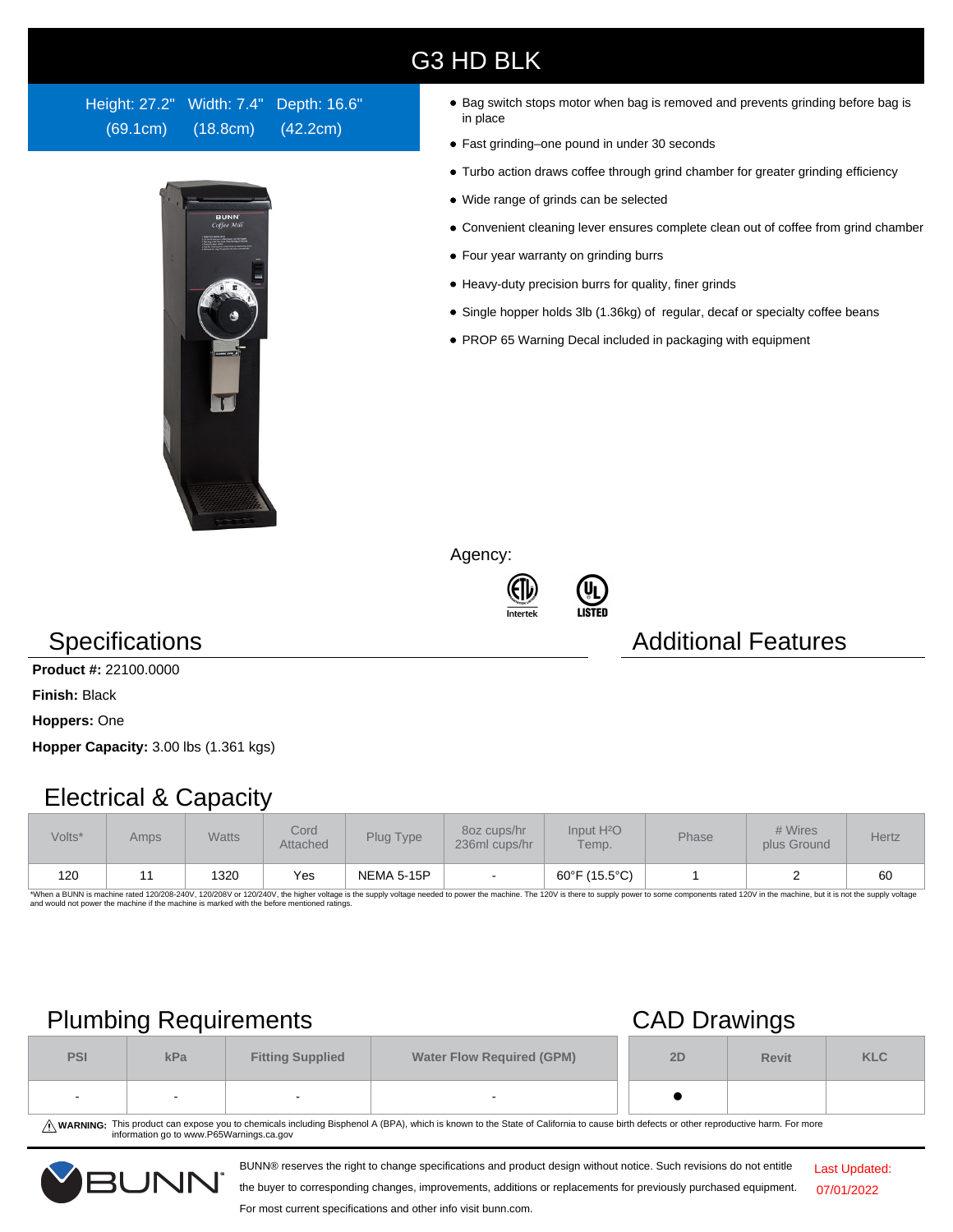# G3 HD BLK

Height: 27.2" (69.1cm) Width: 7.4" (18.8cm) Depth: 16.6" (42.2cm)

- Bag switch stops motor when bag is removed and prevents grinding before bag is in place
- Fast grinding–one pound in under 30 seconds
- Turbo action draws coffee through grind chamber for greater grinding efficiency
- Wide range of grinds can be selected
- Convenient cleaning lever ensures complete clean out of coffee from grind chamber
- Four year warranty on grinding burrs
- Heavy-duty precision burrs for quality, finer grinds
- Single hopper holds 3lb (1.36kg) of regular, decaf or specialty coffee beans
- PROP 65 Warning Decal included in packaging with equipment

Agency:

Intertek

LISTED

## Specifications

**Product #:** 22100.0000

**Finish:** Black

**Hoppers:** One

**Hopper Capacity:** 3.00 lbs (1.361 kgs)

## Additional Features

## Electrical & Capacity

| Volts* | Amps | Watts | Cord Attached | Plug Type | 8oz cups/hr 236ml cups/hr | Input $H_2O$ Temp. | Phase | # Wires plus Ground | Hertz |
|---|---|---|---|---|---|---|---|---|---|
| 120 | 11 | 1320 | Yes | NEMA 5-15P | - | 60°F (15.5°C) | 1 | 2 | 60 |

*When a BUNN is machine rated 120/208-240V, 120/208V or 120/240V, the higher voltage is the supply voltage needed to power the machine. The 120V is there to supply power to some components rated 120V in the machine, but it is not the supply voltage and would not power the machine if the machine is marked with the before mentioned ratings.

## Plumbing Requirements

| PSI | kPa | Fitting Supplied | Water Flow Required (GPM) |
|---|---|---|---|
| - | - | - | - |

## CAD Drawings

| 2D | Revit | KLC |
|---|---|---|
| ● | | |

⚠ **WARNING:** This product can expose you to chemicals including Bisphenol A (BPA), which is known to the State of California to cause birth defects or other reproductive harm. For more information go to www.P65Warnings.ca.gov

BUNN® reserves the right to change specifications and product design without notice. Such revisions do not entitle the buyer to corresponding changes, improvements, additions or replacements for previously purchased equipment. For most current specifications and other info visit bunn.com.

Last Updated: 07/01/2022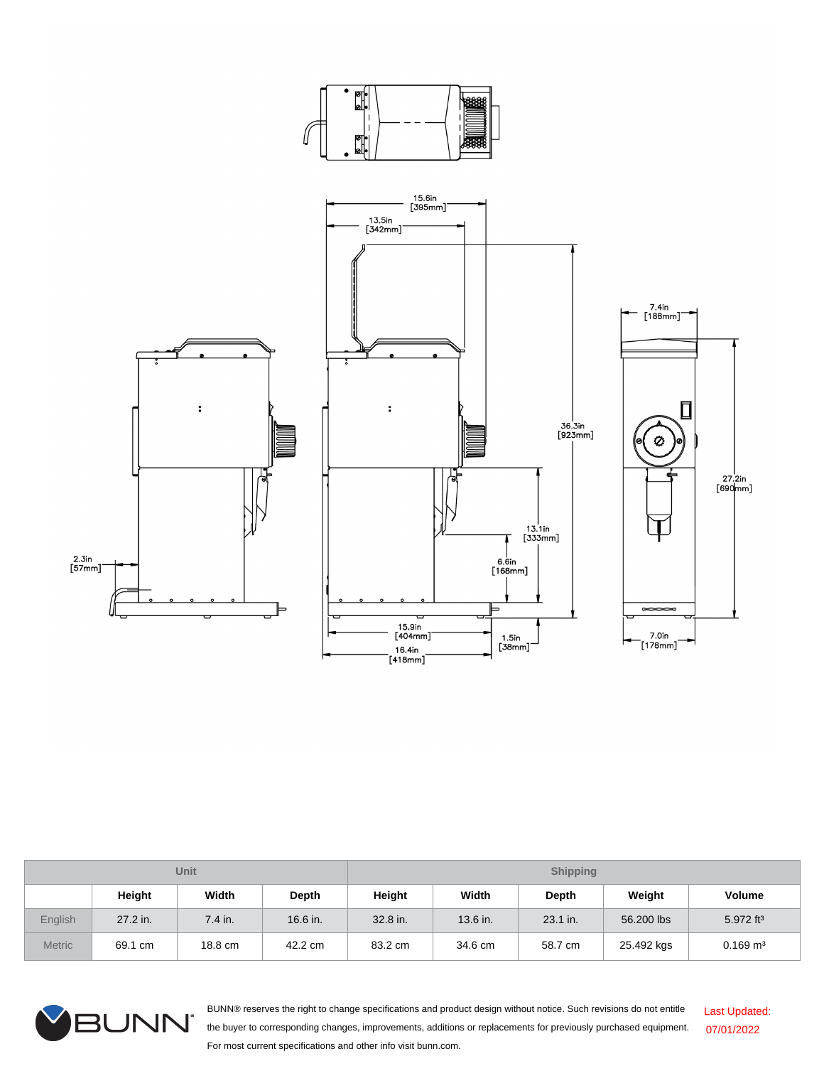| | Unit | | | Shipping | | | | |
|---|---|---|---|---|---|---|---|---|
| | Height | Width | Depth | Height | Width | Depth | Weight | Volume |
| English | 27.2 in. | 7.4 in. | 16.6 in. | 32.8 in. | 13.6 in. | 23.1 in. | 56.200 lbs | 5.972 ft³ |
| Metric | 69.1 cm | 18.8 cm | 42.2 cm | 83.2 cm | 34.6 cm | 58.7 cm | 25.492 kgs | 0.169 m³ |

BUNN® reserves the right to change specifications and product design without notice. Such revisions do not entitle the buyer to corresponding changes, improvements, additions or replacements for previously purchased equipment. For most current specifications and other info visit bunn.com.

Last Updated: 07/01/2022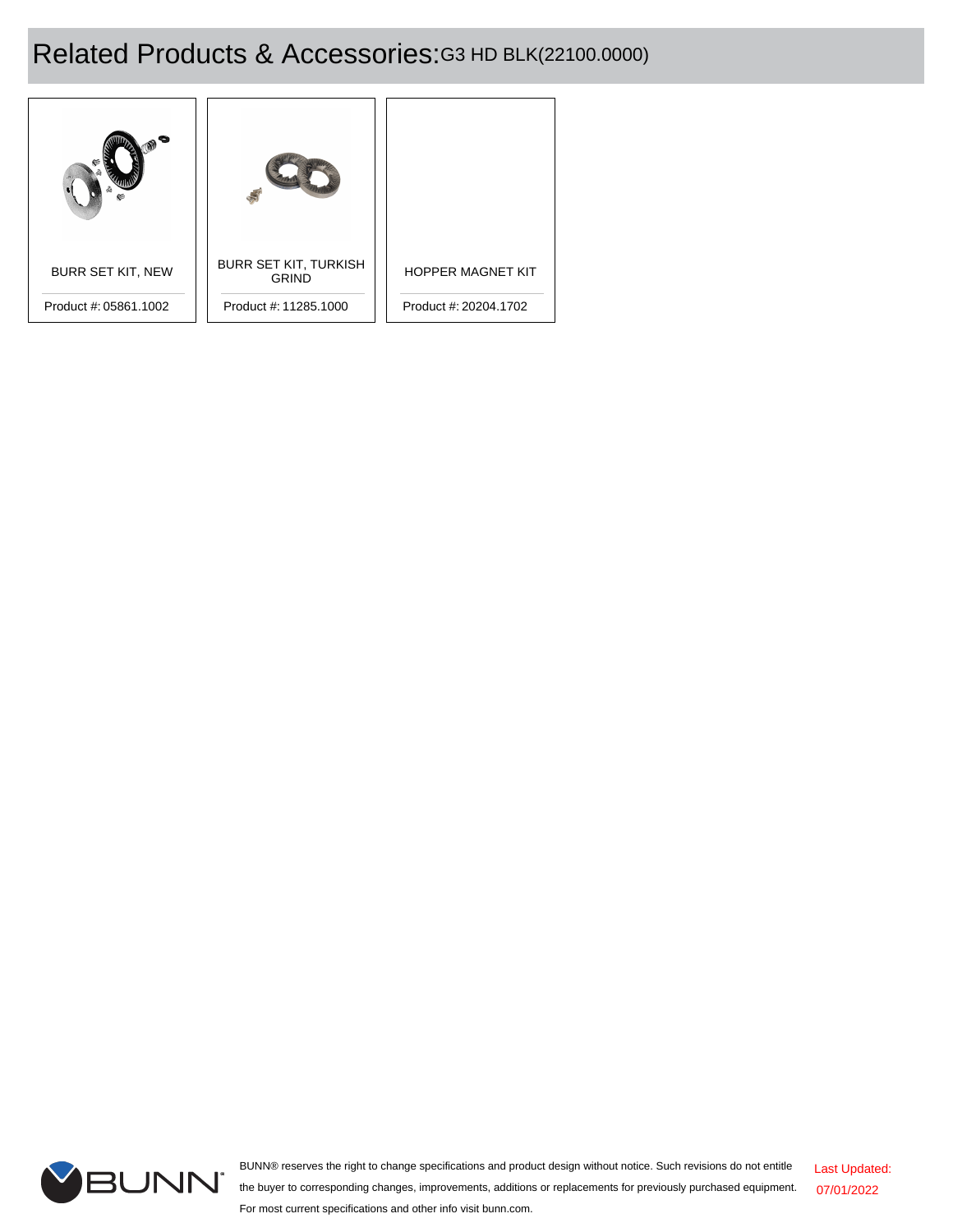# Related Products & Accessories: G3 HD BLK(22100.0000)

| Product | Product # |
| --- | --- |
| BURR SET KIT, NEW | 05861.1002 |
| BURR SET KIT, TURKISH GRIND | 11285.1000 |
| HOPPER MAGNET KIT | 20204.1702 |

BUNN® reserves the right to change specifications and product design without notice. Such revisions do not entitle the buyer to corresponding changes, improvements, additions or replacements for previously purchased equipment. For most current specifications and other info visit bunn.com.

Last Updated: 07/01/2022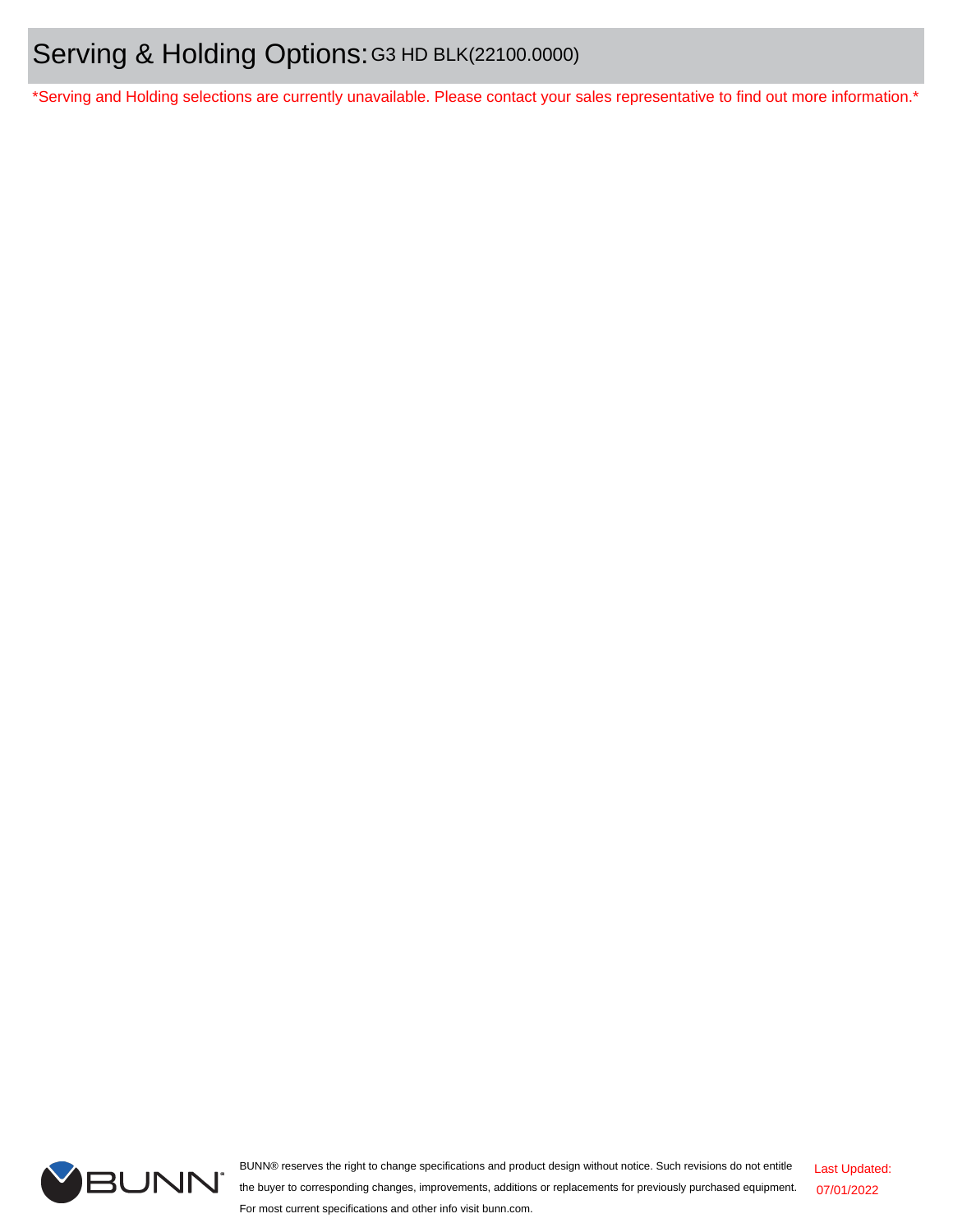# Serving & Holding Options: G3 HD BLK(22100.0000)

*Serving and Holding selections are currently unavailable. Please contact your sales representative to find out more information.*

BUNN® reserves the right to change specifications and product design without notice. Such revisions do not entitle the buyer to corresponding changes, improvements, additions or replacements for previously purchased equipment. For most current specifications and other info visit bunn.com.

Last Updated: 07/01/2022